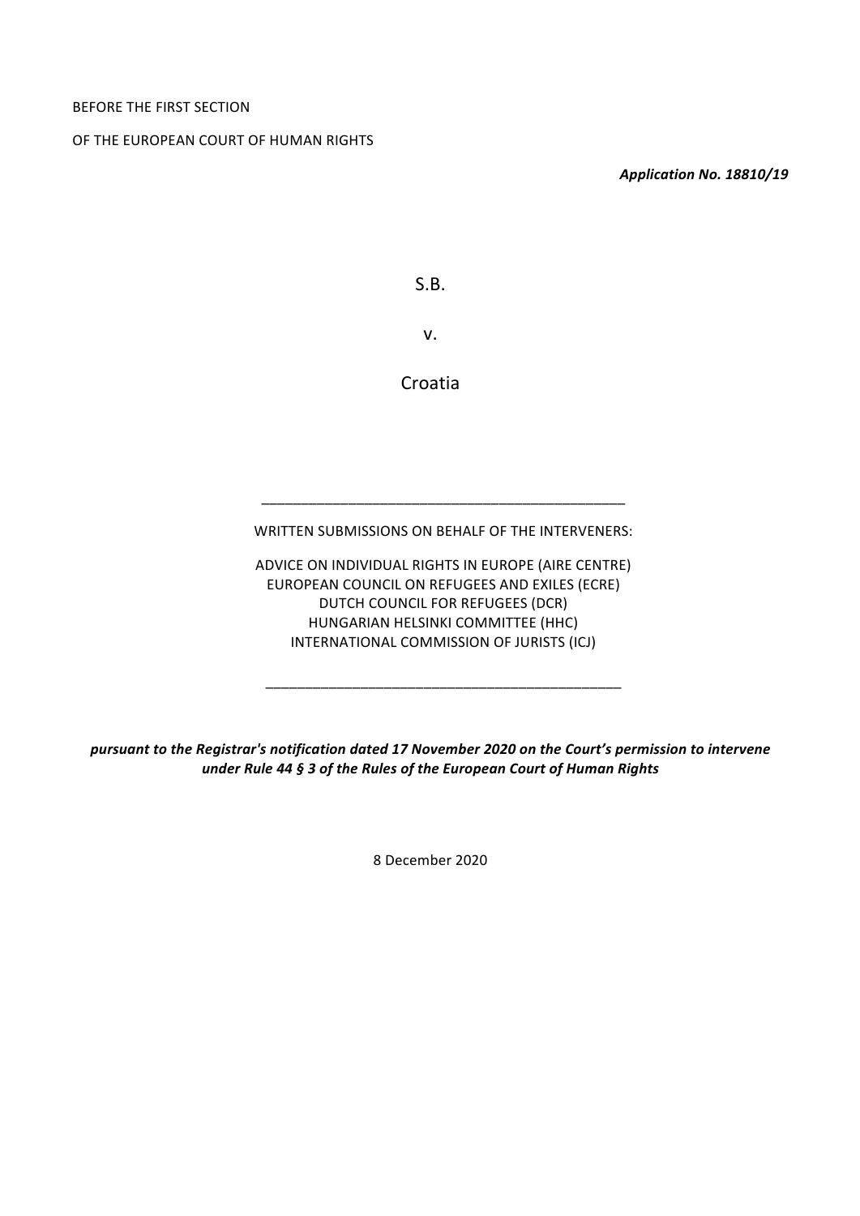BEFORE THE FIRST SECTION

OF THE EUROPEAN COURT OF HUMAN RIGHTS

***Application No. 18810/19***

S.B.

v.

Croatia

---

WRITTEN SUBMISSIONS ON BEHALF OF THE INTERVENERS:

ADVICE ON INDIVIDUAL RIGHTS IN EUROPE (AIRE CENTRE)
EUROPEAN COUNCIL ON REFUGEES AND EXILES (ECRE)
DUTCH COUNCIL FOR REFUGEES (DCR)
HUNGARIAN HELSINKI COMMITTEE (HHC)
INTERNATIONAL COMMISSION OF JURISTS (ICJ)

---

***pursuant to the Registrar's notification dated 17 November 2020 on the Court's permission to intervene under Rule 44 § 3 of the Rules of the European Court of Human Rights***

8 December 2020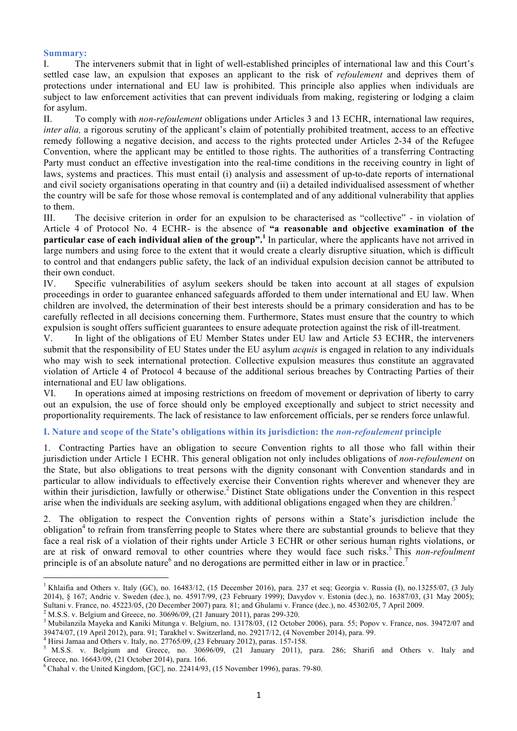**Summary:**

I. The interveners submit that in light of well-established principles of international law and this Court's settled case law, an expulsion that exposes an applicant to the risk of *refoulement* and deprives them of protections under international and EU law is prohibited. This principle also applies when individuals are subject to law enforcement activities that can prevent individuals from making, registering or lodging a claim for asylum.

II. To comply with *non-refoulement* obligations under Articles 3 and 13 ECHR, international law requires, *inter alia,* a rigorous scrutiny of the applicant's claim of potentially prohibited treatment, access to an effective remedy following a negative decision, and access to the rights protected under Articles 2-34 of the Refugee Convention, where the applicant may be entitled to those rights. The authorities of a transferring Contracting Party must conduct an effective investigation into the real-time conditions in the receiving country in light of laws, systems and practices. This must entail (i) analysis and assessment of up-to-date reports of international and civil society organisations operating in that country and (ii) a detailed individualised assessment of whether the country will be safe for those whose removal is contemplated and of any additional vulnerability that applies to them.

III. The decisive criterion in order for an expulsion to be characterised as "collective" - in violation of Article 4 of Protocol No. 4 ECHR- is the absence of **"a reasonable and objective examination of the particular case of each individual alien of the group".**[1] In particular, where the applicants have not arrived in large numbers and using force to the extent that it would create a clearly disruptive situation, which is difficult to control and that endangers public safety, the lack of an individual expulsion decision cannot be attributed to their own conduct.

IV. Specific vulnerabilities of asylum seekers should be taken into account at all stages of expulsion proceedings in order to guarantee enhanced safeguards afforded to them under international and EU law. When children are involved, the determination of their best interests should be a primary consideration and has to be carefully reflected in all decisions concerning them. Furthermore, States must ensure that the country to which expulsion is sought offers sufficient guarantees to ensure adequate protection against the risk of ill-treatment.

V. In light of the obligations of EU Member States under EU law and Article 53 ECHR, the interveners submit that the responsibility of EU States under the EU asylum *acquis* is engaged in relation to any individuals who may wish to seek international protection. Collective expulsion measures thus constitute an aggravated violation of Article 4 of Protocol 4 because of the additional serious breaches by Contracting Parties of their international and EU law obligations.

VI. In operations aimed at imposing restrictions on freedom of movement or deprivation of liberty to carry out an expulsion, the use of force should only be employed exceptionally and subject to strict necessity and proportionality requirements. The lack of resistance to law enforcement officials, per se renders force unlawful.

## I. Nature and scope of the State's obligations within its jurisdiction: the *non-refoulement* principle

1. Contracting Parties have an obligation to secure Convention rights to all those who fall within their jurisdiction under Article 1 ECHR. This general obligation not only includes obligations of *non-refoulement* on the State, but also obligations to treat persons with the dignity consonant with Convention standards and in particular to allow individuals to effectively exercise their Convention rights wherever and whenever they are within their jurisdiction, lawfully or otherwise.[2] Distinct State obligations under the Convention in this respect arise when the individuals are seeking asylum, with additional obligations engaged when they are children.[3]

2. The obligation to respect the Convention rights of persons within a State's jurisdiction include the obligation[4] to refrain from transferring people to States where there are substantial grounds to believe that they face a real risk of a violation of their rights under Article 3 ECHR or other serious human rights violations, or are at risk of onward removal to other countries where they would face such risks.[5] This *non-refoulment* principle is of an absolute nature[6] and no derogations are permitted either in law or in practice.[7]

---

[1] Khlaifia and Others v. Italy (GC), no. 16483/12, (15 December 2016), para. 237 et seq; Georgia v. Russia (I), no.13255/07, (3 July 2014), § 167; Andric v. Sweden (dec.), no. 45917/99, (23 February 1999); Davydov v. Estonia (dec.), no. 16387/03, (31 May 2005); Sultani v. France, no. 45223/05, (20 December 2007) para. 81; and Ghulami v. France (dec.), no. 45302/05, 7 April 2009.

[2] M.S.S. v. Belgium and Greece, no. 30696/09, (21 January 2011), paras 299-320.

[3] Mubilanzila Mayeka and Kaniki Mitunga v. Belgium, no. 13178/03, (12 October 2006), para. 55; Popov v. France, nos. 39472/07 and 39474/07, (19 April 2012), para. 91; Tarakhel v. Switzerland, no. 29217/12, (4 November 2014), para. 99.

[4] Hirsi Jamaa and Others v. Italy, no. 27765/09, (23 February 2012), paras. 157-158.

[5] M.S.S. v. Belgium and Greece, no. 30696/09, (21 January 2011), para. 286; Sharifi and Others v. Italy and Greece, no. 16643/09, (21 October 2014), para. 166.

[6] Chahal v. the United Kingdom, [GC], no. 22414/93, (15 November 1996), paras. 79-80.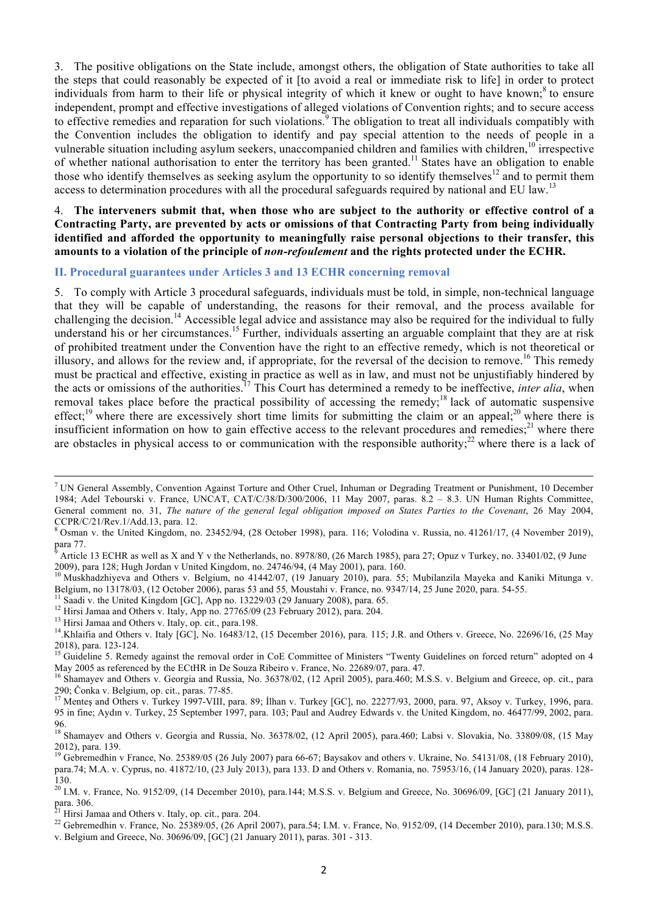3. The positive obligations on the State include, amongst others, the obligation of State authorities to take all the steps that could reasonably be expected of it [to avoid a real or immediate risk to life] in order to protect individuals from harm to their life or physical integrity of which it knew or ought to have known;[8] to ensure independent, prompt and effective investigations of alleged violations of Convention rights; and to secure access to effective remedies and reparation for such violations.[9] The obligation to treat all individuals compatibly with the Convention includes the obligation to identify and pay special attention to the needs of people in a vulnerable situation including asylum seekers, unaccompanied children and families with children,[10] irrespective of whether national authorisation to enter the territory has been granted.[11] States have an obligation to enable those who identify themselves as seeking asylum the opportunity to so identify themselves[12] and to permit them access to determination procedures with all the procedural safeguards required by national and EU law.[13]

4. **The interveners submit that, when those who are subject to the authority or effective control of a Contracting Party, are prevented by acts or omissions of that Contracting Party from being individually identified and afforded the opportunity to meaningfully raise personal objections to their transfer, this amounts to a violation of the principle of *non-refoulement* and the rights protected under the ECHR.**

## II. Procedural guarantees under Articles 3 and 13 ECHR concerning removal

5. To comply with Article 3 procedural safeguards, individuals must be told, in simple, non-technical language that they will be capable of understanding, the reasons for their removal, and the process available for challenging the decision.[14] Accessible legal advice and assistance may also be required for the individual to fully understand his or her circumstances.[15] Further, individuals asserting an arguable complaint that they are at risk of prohibited treatment under the Convention have the right to an effective remedy, which is not theoretical or illusory, and allows for the review and, if appropriate, for the reversal of the decision to remove.[16] This remedy must be practical and effective, existing in practice as well as in law, and must not be unjustifiably hindered by the acts or omissions of the authorities.[17] This Court has determined a remedy to be ineffective, *inter alia*, when removal takes place before the practical possibility of accessing the remedy;[18] lack of automatic suspensive effect;[19] where there are excessively short time limits for submitting the claim or an appeal;[20] where there is insufficient information on how to gain effective access to the relevant procedures and remedies;[21] where there are obstacles in physical access to or communication with the responsible authority;[22] where there is a lack of

---

[7] UN General Assembly, Convention Against Torture and Other Cruel, Inhuman or Degrading Treatment or Punishment, 10 December 1984; Adel Tebourski v. France, UNCAT, CAT/C/38/D/300/2006, 11 May 2007, paras. 8.2 – 8.3. UN Human Rights Committee, General comment no. 31, *The nature of the general legal obligation imposed on States Parties to the Covenant*, 26 May 2004, CCPR/C/21/Rev.1/Add.13, para. 12.

[8] Osman v. the United Kingdom, no. 23452/94, (28 October 1998), para. 116; Volodina v. Russia, no. 41261/17, (4 November 2019), para 77.

[9] Article 13 ECHR as well as X and Y v the Netherlands, no. 8978/80, (26 March 1985), para 27; Opuz v Turkey, no. 33401/02, (9 June 2009), para 128; Hugh Jordan v United Kingdom, no. 24746/94, (4 May 2001), para. 160.

[10] Muskhadzhiyeva and Others v. Belgium, no 41442/07, (19 January 2010), para. 55; Mubilanzila Mayeka and Kaniki Mitunga v. Belgium, no 13178/03, (12 October 2006), paras 53 and 55, Moustahi v. France, no. 9347/14, 25 June 2020, para. 54-55.

[11] Saadi v. the United Kingdom [GC], App no. 13229/03 (29 January 2008), para. 65.

[12] Hirsi Jamaa and Others v. Italy, App no. 27765/09 (23 February 2012), para. 204.

[13] Hirsi Jamaa and Others v. Italy, op. cit., para.198.

[14] Khlaifia and Others v. Italy [GC], No. 16483/12, (15 December 2016), para. 115; J.R. and Others v. Greece, No. 22696/16, (25 May 2018), para. 123-124.

[15] Guideline 5. Remedy against the removal order in CoE Committee of Ministers "Twenty Guidelines on forced return" adopted on 4 May 2005 as referenced by the ECtHR in De Souza Ribeiro v. France, No. 22689/07, para. 47.

[16] Shamayev and Others v. Georgia and Russia, No. 36378/02, (12 April 2005), para.460; M.S.S. v. Belgium and Greece, op. cit., para 290; Čonka v. Belgium, op. cit., paras. 77-85.

[17] Menteş and Others v. Turkey 1997-VIII, para. 89; İlhan v. Turkey [GC], no. 22277/93, 2000, para. 97, Aksoy v. Turkey, 1996, para. 95 in fine; Aydın v. Turkey, 25 September 1997, para. 103; Paul and Audrey Edwards v. the United Kingdom, no. 46477/99, 2002, para. 96.

[18] Shamayev and Others v. Georgia and Russia, No. 36378/02, (12 April 2005), para.460; Labsi v. Slovakia, No. 33809/08, (15 May 2012), para. 139.

[19] Gebremedhin v France, No. 25389/05 (26 July 2007) para 66-67; Baysakov and others v. Ukraine, No. 54131/08, (18 February 2010), para.74; M.A. v. Cyprus, no. 41872/10, (23 July 2013), para 133. D and Others v. Romania, no. 75953/16, (14 January 2020), paras. 128-130.

[20] I.M. v. France, No. 9152/09, (14 December 2010), para.144; M.S.S. v. Belgium and Greece, No. 30696/09, [GC] (21 January 2011), para. 306.

[21] Hirsi Jamaa and Others v. Italy, op. cit., para. 204.

[22] Gebremedhin v. France, No. 25389/05, (26 April 2007), para.54; I.M. v. France, No. 9152/09, (14 December 2010), para.130; M.S.S. v. Belgium and Greece, No. 30696/09, [GC] (21 January 2011), paras. 301 - 313.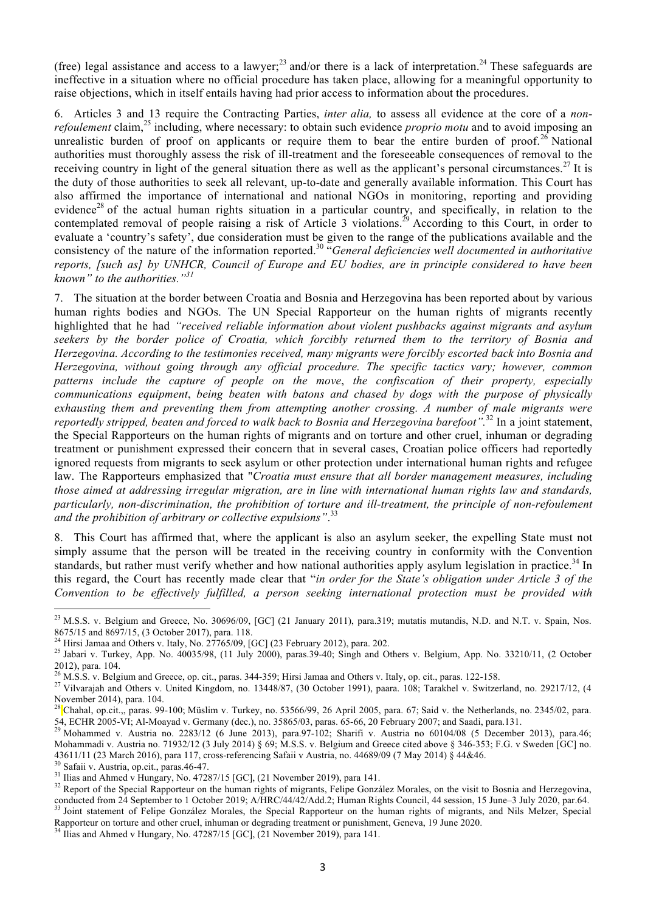(free) legal assistance and access to a lawyer;[23] and/or there is a lack of interpretation.[24] These safeguards are ineffective in a situation where no official procedure has taken place, allowing for a meaningful opportunity to raise objections, which in itself entails having had prior access to information about the procedures.

6. Articles 3 and 13 require the Contracting Parties, *inter alia,* to assess all evidence at the core of a *non-refoulement* claim,[25] including, where necessary: to obtain such evidence *proprio motu* and to avoid imposing an unrealistic burden of proof on applicants or require them to bear the entire burden of proof.[26] National authorities must thoroughly assess the risk of ill-treatment and the foreseeable consequences of removal to the receiving country in light of the general situation there as well as the applicant's personal circumstances.[27] It is the duty of those authorities to seek all relevant, up-to-date and generally available information. This Court has also affirmed the importance of international and national NGOs in monitoring, reporting and providing evidence[28] of the actual human rights situation in a particular country, and specifically, in relation to the contemplated removal of people raising a risk of Article 3 violations.[29] According to this Court, in order to evaluate a 'country's safety', due consideration must be given to the range of the publications available and the consistency of the nature of the information reported.[30] "*General deficiencies well documented in authoritative reports, [such as] by UNHCR, Council of Europe and EU bodies, are in principle considered to have been known" to the authorities."*[31]

7. The situation at the border between Croatia and Bosnia and Herzegovina has been reported about by various human rights bodies and NGOs. The UN Special Rapporteur on the human rights of migrants recently highlighted that he had *"received reliable information about violent pushbacks against migrants and asylum seekers by the border police of Croatia, which forcibly returned them to the territory of Bosnia and Herzegovina. According to the testimonies received, many migrants were forcibly escorted back into Bosnia and Herzegovina, without going through any official procedure. The specific tactics vary; however, common patterns include the capture of people on the move, the confiscation of their property, especially communications equipment, being beaten with batons and chased by dogs with the purpose of physically exhausting them and preventing them from attempting another crossing. A number of male migrants were reportedly stripped, beaten and forced to walk back to Bosnia and Herzegovina barefoot".*[32] In a joint statement, the Special Rapporteurs on the human rights of migrants and on torture and other cruel, inhuman or degrading treatment or punishment expressed their concern that in several cases, Croatian police officers had reportedly ignored requests from migrants to seek asylum or other protection under international human rights and refugee law. The Rapporteurs emphasized that "*Croatia must ensure that all border management measures, including those aimed at addressing irregular migration, are in line with international human rights law and standards, particularly, non-discrimination, the prohibition of torture and ill-treatment, the principle of non-refoulement and the prohibition of arbitrary or collective expulsions"*.[33]

8. This Court has affirmed that, where the applicant is also an asylum seeker, the expelling State must not simply assume that the person will be treated in the receiving country in conformity with the Convention standards, but rather must verify whether and how national authorities apply asylum legislation in practice.[34] In this regard, the Court has recently made clear that "*in order for the State's obligation under Article 3 of the Convention to be effectively fulfilled, a person seeking international protection must be provided with*

---

[23] M.S.S. v. Belgium and Greece, No. 30696/09, [GC] (21 January 2011), para.319; mutatis mutandis, N.D. and N.T. v. Spain, Nos. 8675/15 and 8697/15, (3 October 2017), para. 118.

[24] Hirsi Jamaa and Others v. Italy, No. 27765/09, [GC] (23 February 2012), para. 202.

[25] Jabari v. Turkey, App. No. 40035/98, (11 July 2000), paras.39-40; Singh and Others v. Belgium, App. No. 33210/11, (2 October 2012), para. 104.

[26] M.S.S. v. Belgium and Greece, op. cit., paras. 344-359; Hirsi Jamaa and Others v. Italy, op. cit., paras. 122-158.

[27] Vilvarajah and Others v. United Kingdom, no. 13448/87, (30 October 1991), paara. 108; Tarakhel v. Switzerland, no. 29217/12, (4 November 2014), para. 104.

[28] Chahal, op.cit.,, paras. 99-100; Müslim v. Turkey, no. 53566/99, 26 April 2005, para. 67; Said v. the Netherlands, no. 2345/02, para. 54, ECHR 2005-VI; Al-Moayad v. Germany (dec.), no. 35865/03, paras. 65-66, 20 February 2007; and Saadi, para.131.

[29] Mohammed v. Austria no. 2283/12 (6 June 2013), para.97-102; Sharifi v. Austria no 60104/08 (5 December 2013), para.46; Mohammadi v. Austria no. 71932/12 (3 July 2014) § 69; M.S.S. v. Belgium and Greece cited above § 346-353; F.G. v Sweden [GC] no. 43611/11 (23 March 2016), para 117, cross-referencing Safaii v Austria, no. 44689/09 (7 May 2014) § 44&46.

[30] Safaii v. Austria, op.cit., paras.46-47.

[31] Ilias and Ahmed v Hungary, No. 47287/15 [GC], (21 November 2019), para 141.

[32] Report of the Special Rapporteur on the human rights of migrants, Felipe González Morales, on the visit to Bosnia and Herzegovina, conducted from 24 September to 1 October 2019; A/HRC/44/42/Add.2; Human Rights Council, 44 session, 15 June–3 July 2020, par.64.

[33] Joint statement of Felipe González Morales, the Special Rapporteur on the human rights of migrants, and Nils Melzer, Special Rapporteur on torture and other cruel, inhuman or degrading treatment or punishment, Geneva, 19 June 2020.

[34] Ilias and Ahmed v Hungary, No. 47287/15 [GC], (21 November 2019), para 141.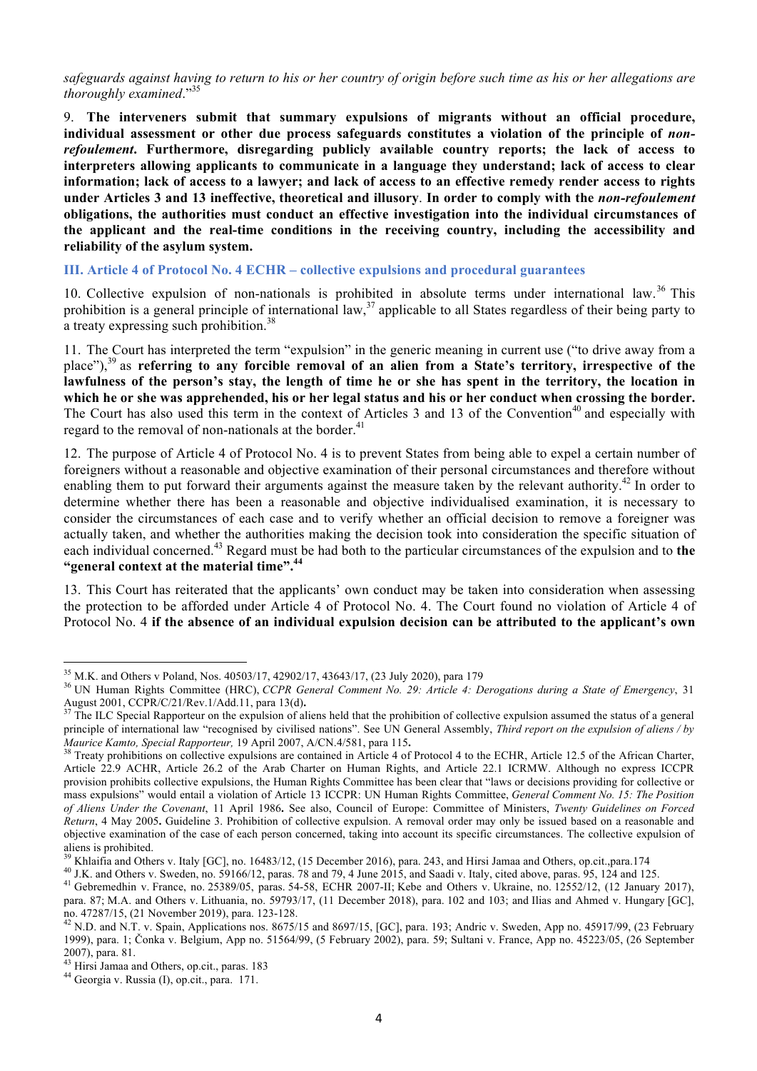*safeguards against having to return to his or her country of origin before such time as his or her allegations are thoroughly examined*."[35]

9. **The interveners submit that summary expulsions of migrants without an official procedure, individual assessment or other due process safeguards constitutes a violation of the principle of *non-refoulement*. Furthermore, disregarding publicly available country reports; the lack of access to interpreters allowing applicants to communicate in a language they understand; lack of access to clear information; lack of access to a lawyer; and lack of access to an effective remedy render access to rights under Articles 3 and 13 ineffective, theoretical and illusory**. **In order to comply with the *non-refoulement* obligations, the authorities must conduct an effective investigation into the individual circumstances of the applicant and the real-time conditions in the receiving country, including the accessibility and reliability of the asylum system.**

### III. Article 4 of Protocol No. 4 ECHR – collective expulsions and procedural guarantees

10. Collective expulsion of non-nationals is prohibited in absolute terms under international law.[36] This prohibition is a general principle of international law,[37] applicable to all States regardless of their being party to a treaty expressing such prohibition.[38]

11. The Court has interpreted the term "expulsion" in the generic meaning in current use ("to drive away from a place"),[39] as **referring to any forcible removal of an alien from a State's territory, irrespective of the lawfulness of the person's stay, the length of time he or she has spent in the territory, the location in which he or she was apprehended, his or her legal status and his or her conduct when crossing the border.** The Court has also used this term in the context of Articles 3 and 13 of the Convention[40] and especially with regard to the removal of non-nationals at the border.[41]

12. The purpose of Article 4 of Protocol No. 4 is to prevent States from being able to expel a certain number of foreigners without a reasonable and objective examination of their personal circumstances and therefore without enabling them to put forward their arguments against the measure taken by the relevant authority.[42] In order to determine whether there has been a reasonable and objective individualised examination, it is necessary to consider the circumstances of each case and to verify whether an official decision to remove a foreigner was actually taken, and whether the authorities making the decision took into consideration the specific situation of each individual concerned.[43] Regard must be had both to the particular circumstances of the expulsion and to **the "general context at the material time".**[44]

13. This Court has reiterated that the applicants' own conduct may be taken into consideration when assessing the protection to be afforded under Article 4 of Protocol No. 4. The Court found no violation of Article 4 of Protocol No. 4 **if the absence of an individual expulsion decision can be attributed to the applicant's own**

---

[35] M.K. and Others v Poland, Nos. 40503/17, 42902/17, 43643/17, (23 July 2020), para 179

[36] UN Human Rights Committee (HRC), *CCPR General Comment No. 29: Article 4: Derogations during a State of Emergency*, 31 August 2001, CCPR/C/21/Rev.1/Add.11, para 13(d)**.**

[37] The ILC Special Rapporteur on the expulsion of aliens held that the prohibition of collective expulsion assumed the status of a general principle of international law "recognised by civilised nations". See UN General Assembly, *Third report on the expulsion of aliens / by Maurice Kamto, Special Rapporteur,* 19 April 2007, A/CN.4/581, para 115**.**

[38] Treaty prohibitions on collective expulsions are contained in Article 4 of Protocol 4 to the ECHR, Article 12.5 of the African Charter, Article 22.9 ACHR, Article 26.2 of the Arab Charter on Human Rights, and Article 22.1 ICRMW. Although no express ICCPR provision prohibits collective expulsions, the Human Rights Committee has been clear that "laws or decisions providing for collective or mass expulsions" would entail a violation of Article 13 ICCPR: UN Human Rights Committee, *General Comment No. 15: The Position of Aliens Under the Covenant*, 11 April 1986**.** See also, Council of Europe: Committee of Ministers, *Twenty Guidelines on Forced Return*, 4 May 2005**.** Guideline 3. Prohibition of collective expulsion. A removal order may only be issued based on a reasonable and objective examination of the case of each person concerned, taking into account its specific circumstances. The collective expulsion of aliens is prohibited.

[39] Khlaifia and Others v. Italy [GC], no. 16483/12, (15 December 2016), para. 243, and Hirsi Jamaa and Others, op.cit.,para.174

[40] J.K. and Others v. Sweden, no. 59166/12, paras. 78 and 79, 4 June 2015, and Saadi v. Italy, cited above, paras. 95, 124 and 125.

[41] Gebremedhin v. France, no. 25389/05, paras. 54-58, ECHR 2007-II; Kebe and Others v. Ukraine, no. 12552/12, (12 January 2017), para. 87; M.A. and Others v. Lithuania, no. 59793/17, (11 December 2018), para. 102 and 103; and Ilias and Ahmed v. Hungary [GC], no. 47287/15, (21 November 2019), para. 123-128.

[42] N.D. and N.T. v. Spain, Applications nos. 8675/15 and 8697/15, [GC], para. 193; Andric v. Sweden, App no. 45917/99, (23 February 1999), para. 1; Čonka v. Belgium, App no. 51564/99, (5 February 2002), para. 59; Sultani v. France, App no. 45223/05, (26 September 2007), para. 81.

[43] Hirsi Jamaa and Others, op.cit., paras. 183

[44] Georgia v. Russia (I), op.cit., para. 171.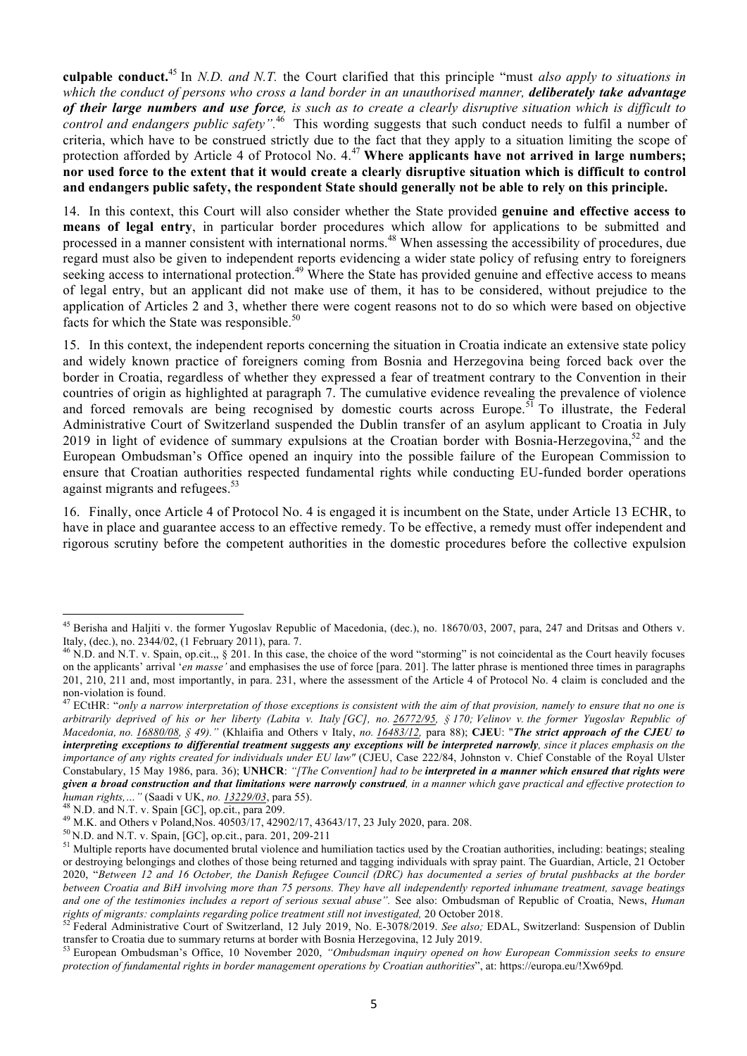**culpable conduct.**[45] In *N.D. and N.T.* the Court clarified that this principle "must *also apply to situations in which the conduct of persons who cross a land border in an unauthorised manner, **deliberately take advantage of their large numbers and use force**, is such as to create a clearly disruptive situation which is difficult to control and endangers public safety"*.[46] This wording suggests that such conduct needs to fulfil a number of criteria, which have to be construed strictly due to the fact that they apply to a situation limiting the scope of protection afforded by Article 4 of Protocol No. 4.[47] **Where applicants have not arrived in large numbers; nor used force to the extent that it would create a clearly disruptive situation which is difficult to control and endangers public safety, the respondent State should generally not be able to rely on this principle.**

14. In this context, this Court will also consider whether the State provided **genuine and effective access to means of legal entry**, in particular border procedures which allow for applications to be submitted and processed in a manner consistent with international norms.[48] When assessing the accessibility of procedures, due regard must also be given to independent reports evidencing a wider state policy of refusing entry to foreigners seeking access to international protection.[49] Where the State has provided genuine and effective access to means of legal entry, but an applicant did not make use of them, it has to be considered, without prejudice to the application of Articles 2 and 3, whether there were cogent reasons not to do so which were based on objective facts for which the State was responsible.[50]

15. In this context, the independent reports concerning the situation in Croatia indicate an extensive state policy and widely known practice of foreigners coming from Bosnia and Herzegovina being forced back over the border in Croatia, regardless of whether they expressed a fear of treatment contrary to the Convention in their countries of origin as highlighted at paragraph 7. The cumulative evidence revealing the prevalence of violence and forced removals are being recognised by domestic courts across Europe.[51] To illustrate, the Federal Administrative Court of Switzerland suspended the Dublin transfer of an asylum applicant to Croatia in July 2019 in light of evidence of summary expulsions at the Croatian border with Bosnia-Herzegovina,[52] and the European Ombudsman's Office opened an inquiry into the possible failure of the European Commission to ensure that Croatian authorities respected fundamental rights while conducting EU-funded border operations against migrants and refugees.[53]

16. Finally, once Article 4 of Protocol No. 4 is engaged it is incumbent on the State, under Article 13 ECHR, to have in place and guarantee access to an effective remedy. To be effective, a remedy must offer independent and rigorous scrutiny before the competent authorities in the domestic procedures before the collective expulsion

---

[45] Berisha and Haljiti v. the former Yugoslav Republic of Macedonia, (dec.), no. 18670/03, 2007, para, 247 and Dritsas and Others v. Italy, (dec.), no. 2344/02, (1 February 2011), para. 7.

[46] N.D. and N.T. v. Spain, op.cit.,, § 201. In this case, the choice of the word "storming" is not coincidental as the Court heavily focuses on the applicants' arrival '*en masse*' and emphasises the use of force [para. 201]. The latter phrase is mentioned three times in paragraphs 201, 210, 211 and, most importantly, in para. 231, where the assessment of the Article 4 of Protocol No. 4 claim is concluded and the non-violation is found.

[47] ECtHR: "*only a narrow interpretation of those exceptions is consistent with the aim of that provision, namely to ensure that no one is arbitrarily deprived of his or her liberty (Labita v. Italy [GC], no. 26772/95, § 170; Velinov v. the former Yugoslav Republic of Macedonia, no. 16880/08, § 49)."* (Khlaifia and Others v Italy, *no. 16483/12,* para 88); **CJEU**: "***The strict approach of the CJEU to interpreting exceptions to differential treatment suggests any exceptions will be interpreted narrowly****, since it places emphasis on the importance of any rights created for individuals under EU law"* (CJEU, Case 222/84, Johnston v. Chief Constable of the Royal Ulster Constabulary, 15 May 1986, para. 36); **UNHCR**: *"[The Convention] had to be **interpreted in a manner which ensured that rights were given a broad construction and that limitations were narrowly construed**, in a manner which gave practical and effective protection to human rights,…"* (Saadi v UK, *no. 13229/03*, para 55).

[48] N.D. and N.T. v. Spain [GC], op.cit., para 209.

[49] M.K. and Others v Poland,Nos. 40503/17, 42902/17, 43643/17, 23 July 2020, para. 208.

[50] N.D. and N.T. v. Spain, [GC], op.cit., para. 201, 209-211

[51] Multiple reports have documented brutal violence and humiliation tactics used by the Croatian authorities, including: beatings; stealing or destroying belongings and clothes of those being returned and tagging individuals with spray paint. The Guardian, Article, 21 October 2020, "*Between 12 and 16 October, the Danish Refugee Council (DRC) has documented a series of brutal pushbacks at the border between Croatia and BiH involving more than 75 persons. They have all independently reported inhumane treatment, savage beatings and one of the testimonies includes a report of serious sexual abuse".* See also: Ombudsman of Republic of Croatia, News, *Human rights of migrants: complaints regarding police treatment still not investigated,* 20 October 2018.

[52] Federal Administrative Court of Switzerland, 12 July 2019, No. E-3078/2019. *See also;* EDAL, Switzerland: Suspension of Dublin transfer to Croatia due to summary returns at border with Bosnia Herzegovina, 12 July 2019.

[53] European Ombudsman's Office, 10 November 2020, *"Ombudsman inquiry opened on how European Commission seeks to ensure protection of fundamental rights in border management operations by Croatian authorities*", at: https://europa.eu/!Xw69pd*.*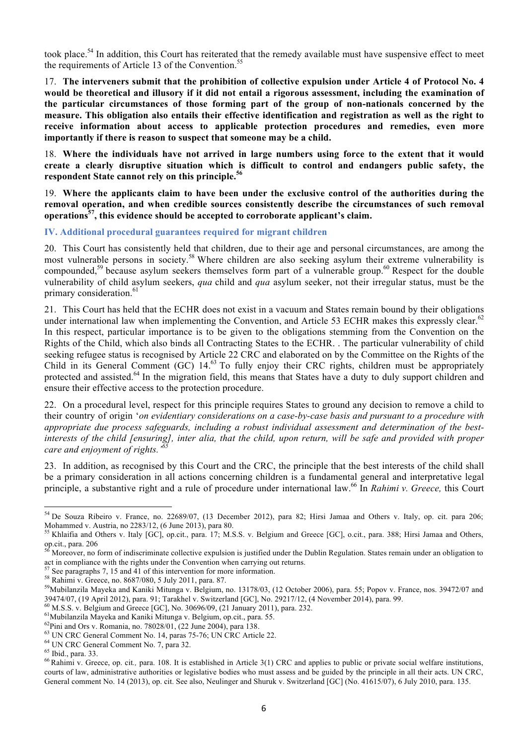took place.[54] In addition, this Court has reiterated that the remedy available must have suspensive effect to meet the requirements of Article 13 of the Convention.[55]

17. **The interveners submit that the prohibition of collective expulsion under Article 4 of Protocol No. 4 would be theoretical and illusory if it did not entail a rigorous assessment, including the examination of the particular circumstances of those forming part of the group of non-nationals concerned by the measure. This obligation also entails their effective identification and registration as well as the right to receive information about access to applicable protection procedures and remedies, even more importantly if there is reason to suspect that someone may be a child.**

18. **Where the individuals have not arrived in large numbers using force to the extent that it would create a clearly disruptive situation which is difficult to control and endangers public safety, the respondent State cannot rely on this principle.[56]**

19. **Where the applicants claim to have been under the exclusive control of the authorities during the removal operation, and when credible sources consistently describe the circumstances of such removal operations[57], this evidence should be accepted to corroborate applicant's claim.**

## IV. Additional procedural guarantees required for migrant children

20. This Court has consistently held that children, due to their age and personal circumstances, are among the most vulnerable persons in society.[58] Where children are also seeking asylum their extreme vulnerability is compounded,[59] because asylum seekers themselves form part of a vulnerable group.[60] Respect for the double vulnerability of child asylum seekers, *qua* child and *qua* asylum seeker, not their irregular status, must be the primary consideration.[61]

21. This Court has held that the ECHR does not exist in a vacuum and States remain bound by their obligations under international law when implementing the Convention, and Article 53 ECHR makes this expressly clear.[62] In this respect, particular importance is to be given to the obligations stemming from the Convention on the Rights of the Child, which also binds all Contracting States to the ECHR. . The particular vulnerability of child seeking refugee status is recognised by Article 22 CRC and elaborated on by the Committee on the Rights of the Child in its General Comment (GC) 14.[63] To fully enjoy their CRC rights, children must be appropriately protected and assisted.[64] In the migration field, this means that States have a duty to duly support children and ensure their effective access to the protection procedure.

22. On a procedural level, respect for this principle requires States to ground any decision to remove a child to their country of origin '*on evidentiary considerations on a case-by-case basis and pursuant to a procedure with appropriate due process safeguards, including a robust individual assessment and determination of the best-interests of the child [ensuring], inter alia, that the child, upon return, will be safe and provided with proper care and enjoyment of rights.'*[65]

23. In addition, as recognised by this Court and the CRC, the principle that the best interests of the child shall be a primary consideration in all actions concerning children is a fundamental general and interpretative legal principle, a substantive right and a rule of procedure under international law.[66] In *Rahimi v. Greece,* this Court

---

[54] De Souza Ribeiro v. France, no. 22689/07, (13 December 2012), para 82; Hirsi Jamaa and Others v. Italy, op. cit. para 206; Mohammed v. Austria, no 2283/12, (6 June 2013), para 80.

[55] Khlaifia and Others v. Italy [GC], op.cit., para. 17; M.S.S. v. Belgium and Greece [GC], o.cit., para. 388; Hirsi Jamaa and Others, op.cit., para. 206

[56] Moreover, no form of indiscriminate collective expulsion is justified under the Dublin Regulation. States remain under an obligation to act in compliance with the rights under the Convention when carrying out returns.

[57] See paragraphs 7, 15 and 41 of this intervention for more information.

[58] Rahimi v. Greece, no. 8687/080, 5 July 2011, para. 87.

[59] Mubilanzila Mayeka and Kaniki Mitunga v. Belgium, no. 13178/03, (12 October 2006), para. 55; Popov v. France, nos. 39472/07 and 39474/07, (19 April 2012), para. 91; Tarakhel v. Switzerland [GC], No. 29217/12, (4 November 2014), para. 99.

[60] M.S.S. v. Belgium and Greece [GC], No. 30696/09, (21 January 2011), para. 232.

[61] Mubilanzila Mayeka and Kaniki Mitunga v. Belgium, op.cit., para. 55.

[62] Pini and Ors v. Romania, no. 78028/01, (22 June 2004), para 138.

[63] UN CRC General Comment No. 14, paras 75-76; UN CRC Article 22.

[64] UN CRC General Comment No. 7, para 32.

[65] Ibid., para. 33.

[66] Rahimi v. Greece, op. cit., para. 108. It is established in Article 3(1) CRC and applies to public or private social welfare institutions, courts of law, administrative authorities or legislative bodies who must assess and be guided by the principle in all their acts. UN CRC, General comment No. 14 (2013), op. cit. See also, Neulinger and Shuruk v. Switzerland [GC] (No. 41615/07), 6 July 2010, para. 135.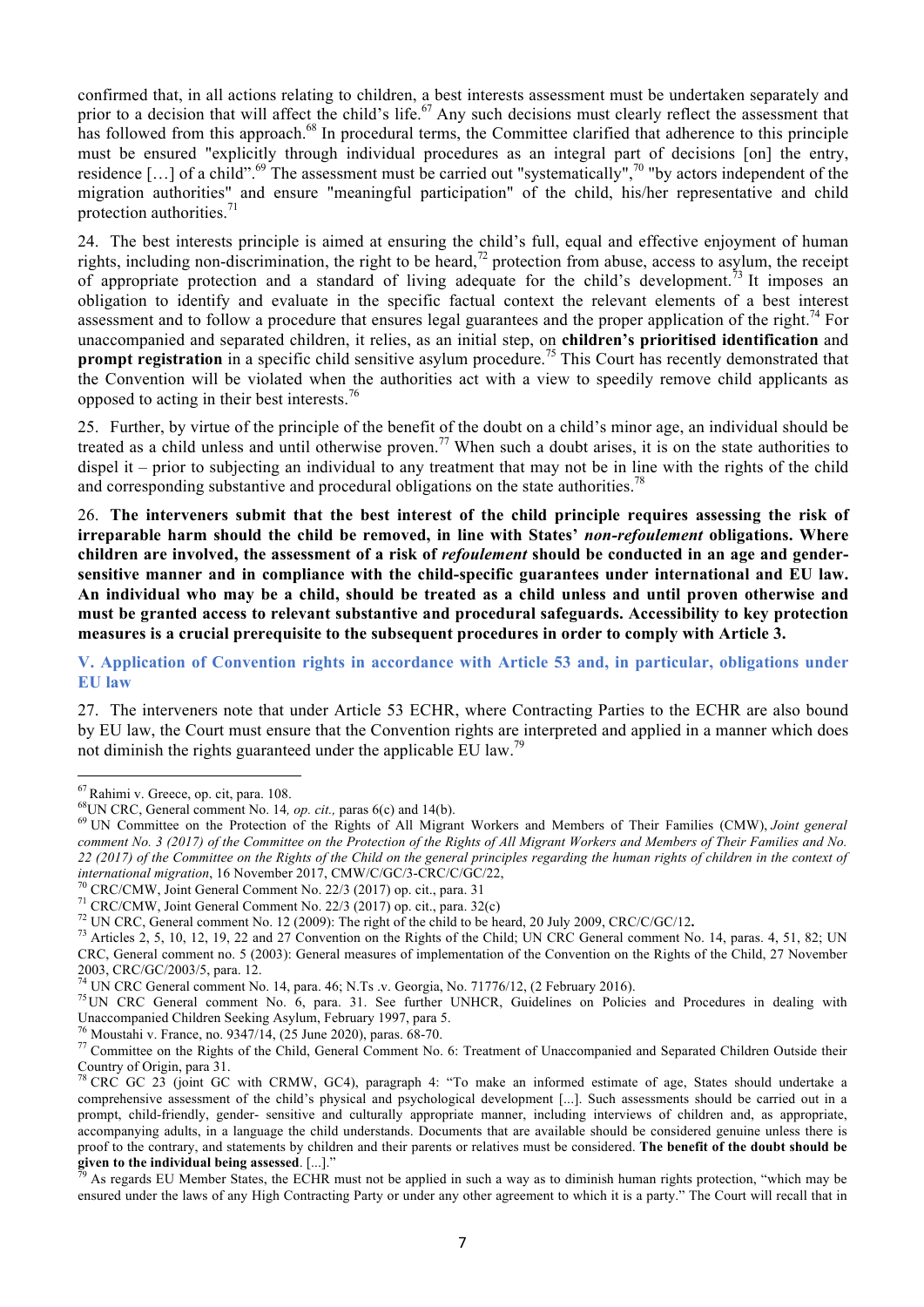confirmed that, in all actions relating to children, a best interests assessment must be undertaken separately and prior to a decision that will affect the child's life.[67] Any such decisions must clearly reflect the assessment that has followed from this approach.[68] In procedural terms, the Committee clarified that adherence to this principle must be ensured "explicitly through individual procedures as an integral part of decisions [on] the entry, residence […] of a child".[69] The assessment must be carried out "systematically",[70] "by actors independent of the migration authorities" and ensure "meaningful participation" of the child, his/her representative and child protection authorities.[71]

24. The best interests principle is aimed at ensuring the child's full, equal and effective enjoyment of human rights, including non-discrimination, the right to be heard,[72] protection from abuse, access to asylum, the receipt of appropriate protection and a standard of living adequate for the child's development.[73] It imposes an obligation to identify and evaluate in the specific factual context the relevant elements of a best interest assessment and to follow a procedure that ensures legal guarantees and the proper application of the right.[74] For unaccompanied and separated children, it relies, as an initial step, on **children's prioritised identification** and **prompt registration** in a specific child sensitive asylum procedure.[75] This Court has recently demonstrated that the Convention will be violated when the authorities act with a view to speedily remove child applicants as opposed to acting in their best interests.[76]

25. Further, by virtue of the principle of the benefit of the doubt on a child's minor age, an individual should be treated as a child unless and until otherwise proven.[77] When such a doubt arises, it is on the state authorities to dispel it – prior to subjecting an individual to any treatment that may not be in line with the rights of the child and corresponding substantive and procedural obligations on the state authorities.[78]

26. **The interveners submit that the best interest of the child principle requires assessing the risk of irreparable harm should the child be removed, in line with States' *non-refoulement* obligations. Where children are involved, the assessment of a risk of *refoulement* should be conducted in an age and gender-sensitive manner and in compliance with the child-specific guarantees under international and EU law. An individual who may be a child, should be treated as a child unless and until proven otherwise and must be granted access to relevant substantive and procedural safeguards. Accessibility to key protection measures is a crucial prerequisite to the subsequent procedures in order to comply with Article 3.**

## V. Application of Convention rights in accordance with Article 53 and, in particular, obligations under EU law

27. The interveners note that under Article 53 ECHR, where Contracting Parties to the ECHR are also bound by EU law, the Court must ensure that the Convention rights are interpreted and applied in a manner which does not diminish the rights guaranteed under the applicable EU law.[79]

---

[67] Rahimi v. Greece, op. cit, para. 108.

[68] UN CRC, General comment No. 14*, op. cit.,* paras 6(c) and 14(b).

[69] UN Committee on the Protection of the Rights of All Migrant Workers and Members of Their Families (CMW), *Joint general comment No. 3 (2017) of the Committee on the Protection of the Rights of All Migrant Workers and Members of Their Families and No. 22 (2017) of the Committee on the Rights of the Child on the general principles regarding the human rights of children in the context of international migration*, 16 November 2017, CMW/C/GC/3-CRC/C/GC/22,

[70] CRC/CMW, Joint General Comment No. 22/3 (2017) op. cit., para. 31

[71] CRC/CMW, Joint General Comment No. 22/3 (2017) op. cit., para. 32(c)

[72] UN CRC, General comment No. 12 (2009): The right of the child to be heard, 20 July 2009, CRC/C/GC/12**.**

[73] Articles 2, 5, 10, 12, 19, 22 and 27 Convention on the Rights of the Child; UN CRC General comment No. 14, paras. 4, 51, 82; UN CRC, General comment no. 5 (2003): General measures of implementation of the Convention on the Rights of the Child, 27 November 2003, CRC/GC/2003/5, para. 12.

[74] UN CRC General comment No. 14, para. 46; N.Ts .v. Georgia, No. 71776/12, (2 February 2016).

[75] UN CRC General comment No. 6, para. 31. See further UNHCR, Guidelines on Policies and Procedures in dealing with Unaccompanied Children Seeking Asylum, February 1997, para 5.

[76] Moustahi v. France, no. 9347/14, (25 June 2020), paras. 68-70.

[77] Committee on the Rights of the Child, General Comment No. 6: Treatment of Unaccompanied and Separated Children Outside their Country of Origin, para 31.

[78] CRC GC 23 (joint GC with CRMW, GC4), paragraph 4: "To make an informed estimate of age, States should undertake a comprehensive assessment of the child's physical and psychological development [...]. Such assessments should be carried out in a prompt, child-friendly, gender- sensitive and culturally appropriate manner, including interviews of children and, as appropriate, accompanying adults, in a language the child understands. Documents that are available should be considered genuine unless there is proof to the contrary, and statements by children and their parents or relatives must be considered. **The benefit of the doubt should be given to the individual being assessed**. [...]."

[79] As regards EU Member States, the ECHR must not be applied in such a way as to diminish human rights protection, "which may be ensured under the laws of any High Contracting Party or under any other agreement to which it is a party." The Court will recall that in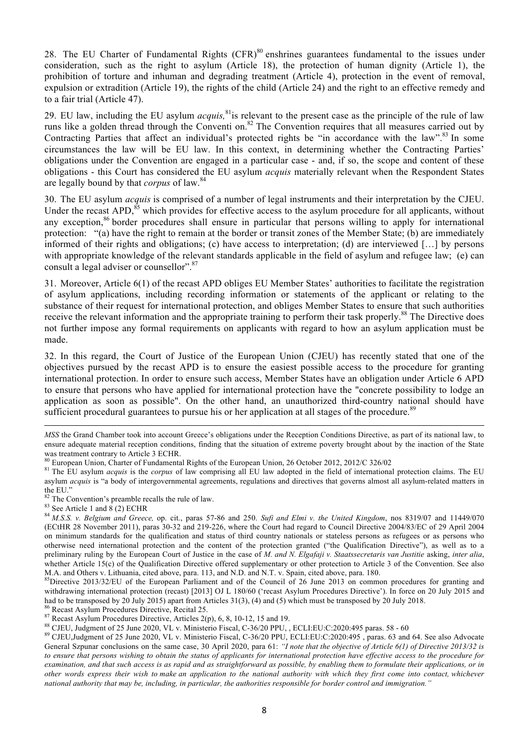28. The EU Charter of Fundamental Rights (CFR)[80] enshrines guarantees fundamental to the issues under consideration, such as the right to asylum (Article 18), the protection of human dignity (Article 1), the prohibition of torture and inhuman and degrading treatment (Article 4), protection in the event of removal, expulsion or extradition (Article 19), the rights of the child (Article 24) and the right to an effective remedy and to a fair trial (Article 47).

29. EU law, including the EU asylum *acquis,*[81] is relevant to the present case as the principle of the rule of law runs like a golden thread through the Conventi on.[82] The Convention requires that all measures carried out by Contracting Parties that affect an individual's protected rights be "in accordance with the law".[83] In some circumstances the law will be EU law. In this context, in determining whether the Contracting Parties' obligations under the Convention are engaged in a particular case - and, if so, the scope and content of these obligations - this Court has considered the EU asylum *acquis* materially relevant when the Respondent States are legally bound by that *corpus* of law.[84]

30. The EU asylum *acquis* is comprised of a number of legal instruments and their interpretation by the CJEU. Under the recast APD,[85] which provides for effective access to the asylum procedure for all applicants, without any exception,[86] border procedures shall ensure in particular that persons willing to apply for international protection: "(a) have the right to remain at the border or transit zones of the Member State; (b) are immediately informed of their rights and obligations; (c) have access to interpretation; (d) are interviewed […] by persons with appropriate knowledge of the relevant standards applicable in the field of asylum and refugee law; (e) can consult a legal adviser or counsellor".[87]

31. Moreover, Article 6(1) of the recast APD obliges EU Member States' authorities to facilitate the registration of asylum applications, including recording information or statements of the applicant or relating to the substance of their request for international protection, and obliges Member States to ensure that such authorities receive the relevant information and the appropriate training to perform their task properly.[88] The Directive does not further impose any formal requirements on applicants with regard to how an asylum application must be made.

32. In this regard, the Court of Justice of the European Union (CJEU) has recently stated that one of the objectives pursued by the recast APD is to ensure the easiest possible access to the procedure for granting international protection. In order to ensure such access, Member States have an obligation under Article 6 APD to ensure that persons who have applied for international protection have the "concrete possibility to lodge an application as soon as possible". On the other hand, an unauthorized third-country national should have sufficient procedural guarantees to pursue his or her application at all stages of the procedure.[89]

---

*MSS* the Grand Chamber took into account Greece's obligations under the Reception Conditions Directive, as part of its national law, to ensure adequate material reception conditions, finding that the situation of extreme poverty brought about by the inaction of the State was treatment contrary to Article 3 ECHR.

[80] European Union, Charter of Fundamental Rights of the European Union, 26 October 2012, 2012/C 326/02

[81] The EU asylum *acquis* is the *corpus* of law comprising all EU law adopted in the field of international protection claims. The EU asylum *acquis* is "a body of intergovernmental agreements, regulations and directives that governs almost all asylum-related matters in the EU."

[82] The Convention's preamble recalls the rule of law.

[83] See Article 1 and 8 (2) ECHR

[84] *M.S.S. v. Belgium and Greece,* op. cit., paras 57-86 and 250. *Sufi and Elmi v. the United Kingdom*, nos 8319/07 and 11449/070 (ECtHR 28 November 2011), paras 30-32 and 219-226, where the Court had regard to Council Directive 2004/83/EC of 29 April 2004 on minimum standards for the qualification and status of third country nationals or stateless persons as refugees or as persons who otherwise need international protection and the content of the protection granted ("the Qualification Directive"), as well as to a preliminary ruling by the European Court of Justice in the case of *M. and N. Elgafaji v. Staatssecretaris van Justitie* asking, *inter alia*, whether Article 15(c) of the Qualification Directive offered supplementary or other protection to Article 3 of the Convention. See also M.A. and Others v. Lithuania, cited above, para. 113, and N.D. and N.T. v. Spain, cited above, para. 180.

[85] Directive 2013/32/EU of the European Parliament and of the Council of 26 June 2013 on common procedures for granting and withdrawing international protection (recast) [2013] OJ L 180/60 ('recast Asylum Procedures Directive'). In force on 20 July 2015 and had to be transposed by 20 July 2015) apart from Articles 31(3), (4) and (5) which must be transposed by 20 July 2018.

[86] Recast Asylum Procedures Directive, Recital 25.

[87] Recast Asylum Procedures Directive, Articles 2(p), 6, 8, 10-12, 15 and 19.

[88] CJEU, Judgment of 25 June 2020, VL v. Ministerio Fiscal, C-36/20 PPU, , ECLI:EU:C:2020:495 paras. 58 - 60

[89] CJEU,Judgment of 25 June 2020, VL v. Ministerio Fiscal, C-36/20 PPU, ECLI:EU:C:2020:495 , paras. 63 and 64. See also Advocate General Szpunar conclusions on the same case, 30 April 2020, para 61: *"I note that the objective of Article 6(1) of Directive 2013/32 is to ensure that persons wishing to obtain the status of applicants for international protection have effective access to the procedure for examination, and that such access is as rapid and as straightforward as possible, by enabling them to formulate their applications, or in other words express their wish to make an application to the national authority with which they first come into contact, whichever national authority that may be, including, in particular, the authorities responsible for border control and immigration."*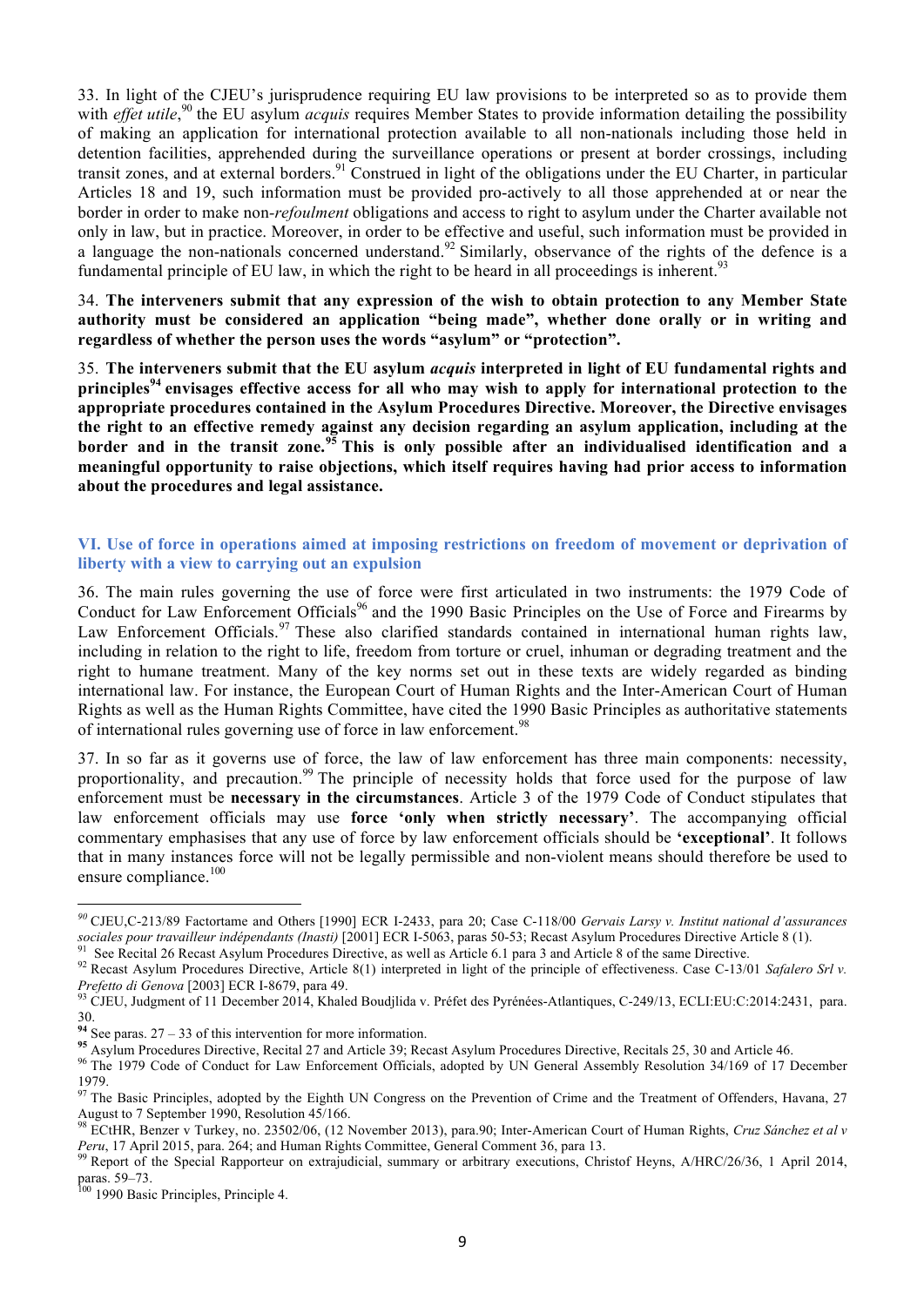33. In light of the CJEU's jurisprudence requiring EU law provisions to be interpreted so as to provide them with *effet utile*,[90] the EU asylum *acquis* requires Member States to provide information detailing the possibility of making an application for international protection available to all non-nationals including those held in detention facilities, apprehended during the surveillance operations or present at border crossings, including transit zones, and at external borders.[91] Construed in light of the obligations under the EU Charter, in particular Articles 18 and 19, such information must be provided pro-actively to all those apprehended at or near the border in order to make non-*refoulment* obligations and access to right to asylum under the Charter available not only in law, but in practice. Moreover, in order to be effective and useful, such information must be provided in a language the non-nationals concerned understand.[92] Similarly, observance of the rights of the defence is a fundamental principle of EU law, in which the right to be heard in all proceedings is inherent.[93]

34. **The interveners submit that any expression of the wish to obtain protection to any Member State authority must be considered an application "being made", whether done orally or in writing and regardless of whether the person uses the words "asylum" or "protection".**

35. **The interveners submit that the EU asylum *acquis* interpreted in light of EU fundamental rights and principles[94] envisages effective access for all who may wish to apply for international protection to the appropriate procedures contained in the Asylum Procedures Directive. Moreover, the Directive envisages the right to an effective remedy against any decision regarding an asylum application, including at the border and in the transit zone.[95] This is only possible after an individualised identification and a meaningful opportunity to raise objections, which itself requires having had prior access to information about the procedures and legal assistance.**

## VI. Use of force in operations aimed at imposing restrictions on freedom of movement or deprivation of liberty with a view to carrying out an expulsion

36. The main rules governing the use of force were first articulated in two instruments: the 1979 Code of Conduct for Law Enforcement Officials[96] and the 1990 Basic Principles on the Use of Force and Firearms by Law Enforcement Officials.[97] These also clarified standards contained in international human rights law, including in relation to the right to life, freedom from torture or cruel, inhuman or degrading treatment and the right to humane treatment. Many of the key norms set out in these texts are widely regarded as binding international law. For instance, the European Court of Human Rights and the Inter-American Court of Human Rights as well as the Human Rights Committee, have cited the 1990 Basic Principles as authoritative statements of international rules governing use of force in law enforcement.[98]

37. In so far as it governs use of force, the law of law enforcement has three main components: necessity, proportionality, and precaution.[99] The principle of necessity holds that force used for the purpose of law enforcement must be **necessary in the circumstances**. Article 3 of the 1979 Code of Conduct stipulates that law enforcement officials may use **force 'only when strictly necessary'**. The accompanying official commentary emphasises that any use of force by law enforcement officials should be **'exceptional'**. It follows that in many instances force will not be legally permissible and non-violent means should therefore be used to ensure compliance.[100]

---

[90] CJEU,C-213/89 Factortame and Others [1990] ECR I-2433, para 20; Case C-118/00 *Gervais Larsy v. Institut national d'assurances sociales pour travailleur indépendants (Inasti)* [2001] ECR I-5063, paras 50-53; Recast Asylum Procedures Directive Article 8 (1).

[91] See Recital 26 Recast Asylum Procedures Directive, as well as Article 6.1 para 3 and Article 8 of the same Directive.

[92] Recast Asylum Procedures Directive, Article 8(1) interpreted in light of the principle of effectiveness. Case C-13/01 *Safalero Srl v. Prefetto di Genova* [2003] ECR I-8679, para 49.

[93] CJEU, Judgment of 11 December 2014, Khaled Boudjlida v. Préfet des Pyrénées-Atlantiques, C-249/13, ECLI:EU:C:2014:2431, para. 30.

[94] See paras. 27 – 33 of this intervention for more information.

[95] Asylum Procedures Directive, Recital 27 and Article 39; Recast Asylum Procedures Directive, Recitals 25, 30 and Article 46.

[96] The 1979 Code of Conduct for Law Enforcement Officials, adopted by UN General Assembly Resolution 34/169 of 17 December 1979.

[97] The Basic Principles, adopted by the Eighth UN Congress on the Prevention of Crime and the Treatment of Offenders, Havana, 27 August to 7 September 1990, Resolution 45/166.

[98] ECtHR, Benzer v Turkey, no. 23502/06, (12 November 2013), para.90; Inter-American Court of Human Rights, *Cruz Sánchez et al v Peru*, 17 April 2015, para. 264; and Human Rights Committee, General Comment 36, para 13.

[99] Report of the Special Rapporteur on extrajudicial, summary or arbitrary executions, Christof Heyns, A/HRC/26/36, 1 April 2014, paras. 59–73.

[100] 1990 Basic Principles, Principle 4.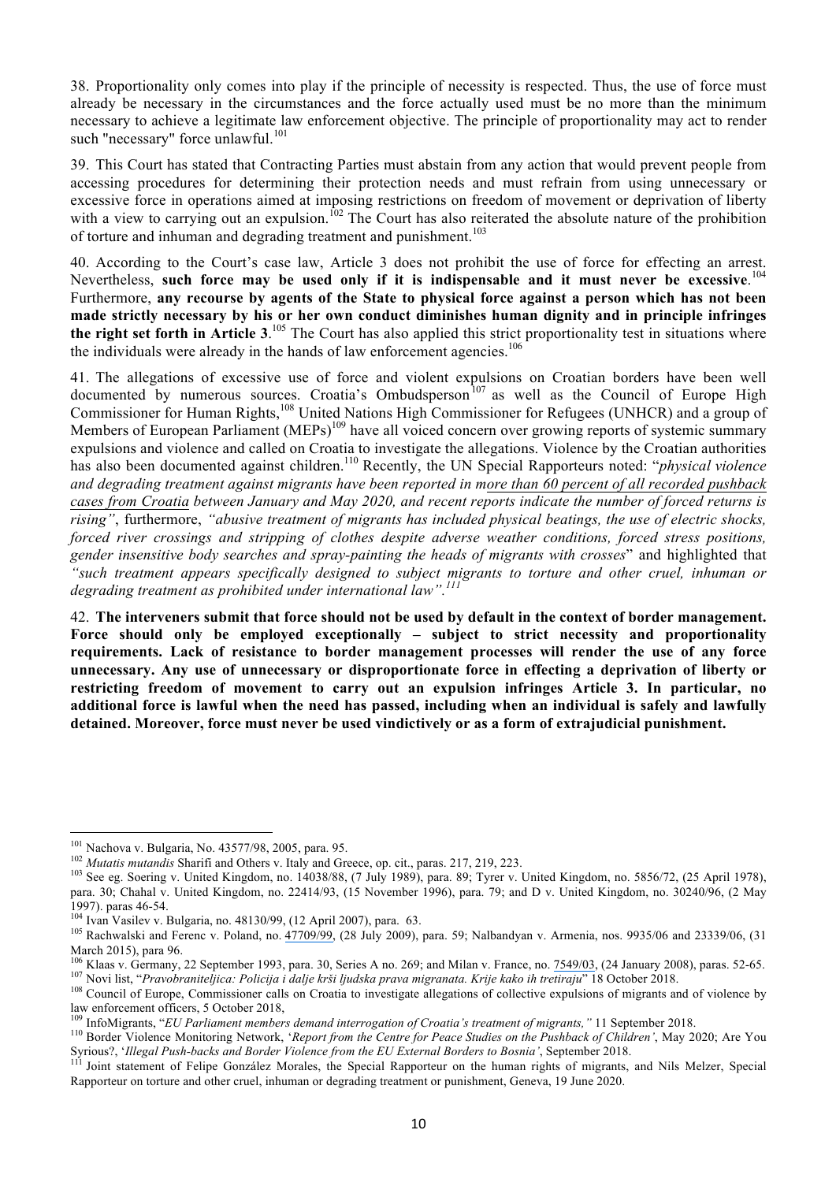38. Proportionality only comes into play if the principle of necessity is respected. Thus, the use of force must already be necessary in the circumstances and the force actually used must be no more than the minimum necessary to achieve a legitimate law enforcement objective. The principle of proportionality may act to render such "necessary" force unlawful.[101]

39. This Court has stated that Contracting Parties must abstain from any action that would prevent people from accessing procedures for determining their protection needs and must refrain from using unnecessary or excessive force in operations aimed at imposing restrictions on freedom of movement or deprivation of liberty with a view to carrying out an expulsion.[102] The Court has also reiterated the absolute nature of the prohibition of torture and inhuman and degrading treatment and punishment.[103]

40. According to the Court's case law, Article 3 does not prohibit the use of force for effecting an arrest. Nevertheless, **such force may be used only if it is indispensable and it must never be excessive**.[104] Furthermore, **any recourse by agents of the State to physical force against a person which has not been made strictly necessary by his or her own conduct diminishes human dignity and in principle infringes the right set forth in Article 3**.[105] The Court has also applied this strict proportionality test in situations where the individuals were already in the hands of law enforcement agencies.[106]

41. The allegations of excessive use of force and violent expulsions on Croatian borders have been well documented by numerous sources. Croatia's Ombudsperson[107] as well as the Council of Europe High Commissioner for Human Rights,[108] United Nations High Commissioner for Refugees (UNHCR) and a group of Members of European Parliament (MEPs)[109] have all voiced concern over growing reports of systemic summary expulsions and violence and called on Croatia to investigate the allegations. Violence by the Croatian authorities has also been documented against children.[110] Recently, the UN Special Rapporteurs noted: "*physical violence and degrading treatment against migrants have been reported in more than 60 percent of all recorded pushback cases from Croatia between January and May 2020, and recent reports indicate the number of forced returns is rising*", furthermore, *"abusive treatment of migrants has included physical beatings, the use of electric shocks, forced river crossings and stripping of clothes despite adverse weather conditions, forced stress positions, gender insensitive body searches and spray-painting the heads of migrants with crosses*" and highlighted that *"such treatment appears specifically designed to subject migrants to torture and other cruel, inhuman or degrading treatment as prohibited under international law".*[111]

42. **The interveners submit that force should not be used by default in the context of border management. Force should only be employed exceptionally – subject to strict necessity and proportionality requirements. Lack of resistance to border management processes will render the use of any force unnecessary. Any use of unnecessary or disproportionate force in effecting a deprivation of liberty or restricting freedom of movement to carry out an expulsion infringes Article 3. In particular, no additional force is lawful when the need has passed, including when an individual is safely and lawfully detained. Moreover, force must never be used vindictively or as a form of extrajudicial punishment.**

---

[101] Nachova v. Bulgaria, No. 43577/98, 2005, para. 95.

[102] *Mutatis mutandis* Sharifi and Others v. Italy and Greece, op. cit., paras. 217, 219, 223.

[103] See eg. Soering v. United Kingdom, no. 14038/88, (7 July 1989), para. 89; Tyrer v. United Kingdom, no. 5856/72, (25 April 1978), para. 30; Chahal v. United Kingdom, no. 22414/93, (15 November 1996), para. 79; and D v. United Kingdom, no. 30240/96, (2 May 1997). paras 46-54.

[104] Ivan Vasilev v. Bulgaria, no. 48130/99, (12 April 2007), para. 63.

[105] Rachwalski and Ferenc v. Poland, no. 47709/99, (28 July 2009), para. 59; Nalbandyan v. Armenia, nos. 9935/06 and 23339/06, (31 March 2015), para 96.

[106] Klaas v. Germany, 22 September 1993, para. 30, Series A no. 269; and Milan v. France, no. 7549/03, (24 January 2008), paras. 52-65.

[107] Novi list, "*Pravobraniteljica: Policija i dalje krši ljudska prava migranata. Krije kako ih tretiraju*" 18 October 2018.

[108] Council of Europe, Commissioner calls on Croatia to investigate allegations of collective expulsions of migrants and of violence by law enforcement officers, 5 October 2018,

[109] InfoMigrants, "*EU Parliament members demand interrogation of Croatia's treatment of migrants,"* 11 September 2018.

[110] Border Violence Monitoring Network, '*Report from the Centre for Peace Studies on the Pushback of Children'*, May 2020; Are You Syrious?, '*Illegal Push-backs and Border Violence from the EU External Borders to Bosnia'*, September 2018.

[111] Joint statement of Felipe González Morales, the Special Rapporteur on the human rights of migrants, and Nils Melzer, Special Rapporteur on torture and other cruel, inhuman or degrading treatment or punishment, Geneva, 19 June 2020.